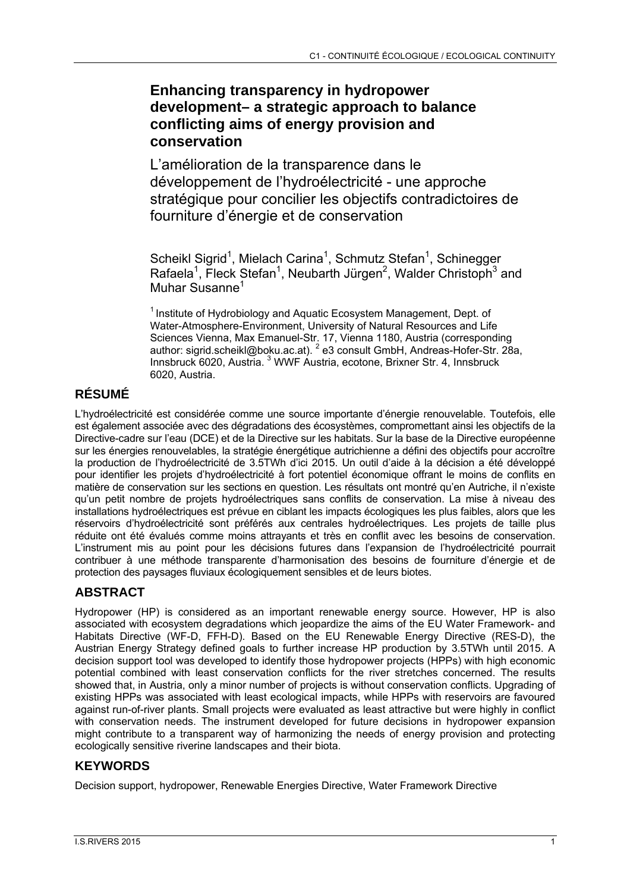# Enhancing transparency in hydropower development– a strategic approach to balance conflicting aims of energy provision and conservation

## L'amélioration de la transparence dans le développement de l'hydroélectricité - une approche stratégique pour concilier les objectifs contradictoires de fourniture d'énergie et de conservation

Scheikl Sigrid[1], Mielach Carina[1], Schmutz Stefan[1], Schinegger Rafaela[1], Fleck Stefan[1], Neubarth Jürgen[2], Walder Christoph[3] and Muhar Susanne[1]

[1] Institute of Hydrobiology and Aquatic Ecosystem Management, Dept. of Water-Atmosphere-Environment, University of Natural Resources and Life Sciences Vienna, Max Emanuel-Str. 17, Vienna 1180, Austria (corresponding author: sigrid.scheikl@boku.ac.at). [2] e3 consult GmbH, Andreas-Hofer-Str. 28a, Innsbruck 6020, Austria. [3] WWF Austria, ecotone, Brixner Str. 4, Innsbruck 6020, Austria.

## RÉSUMÉ

L'hydroélectricité est considérée comme une source importante d'énergie renouvelable. Toutefois, elle est également associée avec des dégradations des écosystèmes, compromettant ainsi les objectifs de la Directive-cadre sur l'eau (DCE) et de la Directive sur les habitats. Sur la base de la Directive européenne sur les énergies renouvelables, la stratégie énergétique autrichienne a défini des objectifs pour accroître la production de l'hydroélectricité de 3.5TWh d'ici 2015. Un outil d'aide à la décision a été développé pour identifier les projets d'hydroélectricité à fort potentiel économique offrant le moins de conflits en matière de conservation sur les sections en question. Les résultats ont montré qu'en Autriche, il n'existe qu'un petit nombre de projets hydroélectriques sans conflits de conservation. La mise à niveau des installations hydroélectriques est prévue en ciblant les impacts écologiques les plus faibles, alors que les réservoirs d'hydroélectricité sont préférés aux centrales hydroélectriques. Les projets de taille plus réduite ont été évalués comme moins attrayants et très en conflit avec les besoins de conservation. L'instrument mis au point pour les décisions futures dans l'expansion de l'hydroélectricité pourrait contribuer à une méthode transparente d'harmonisation des besoins de fourniture d'énergie et de protection des paysages fluviaux écologiquement sensibles et de leurs biotes.

## ABSTRACT

Hydropower (HP) is considered as an important renewable energy source. However, HP is also associated with ecosystem degradations which jeopardize the aims of the EU Water Framework- and Habitats Directive (WF-D, FFH-D). Based on the EU Renewable Energy Directive (RES-D), the Austrian Energy Strategy defined goals to further increase HP production by 3.5TWh until 2015. A decision support tool was developed to identify those hydropower projects (HPPs) with high economic potential combined with least conservation conflicts for the river stretches concerned. The results showed that, in Austria, only a minor number of projects is without conservation conflicts. Upgrading of existing HPPs was associated with least ecological impacts, while HPPs with reservoirs are favoured against run-of-river plants. Small projects were evaluated as least attractive but were highly in conflict with conservation needs. The instrument developed for future decisions in hydropower expansion might contribute to a transparent way of harmonizing the needs of energy provision and protecting ecologically sensitive riverine landscapes and their biota.

## KEYWORDS

Decision support, hydropower, Renewable Energies Directive, Water Framework Directive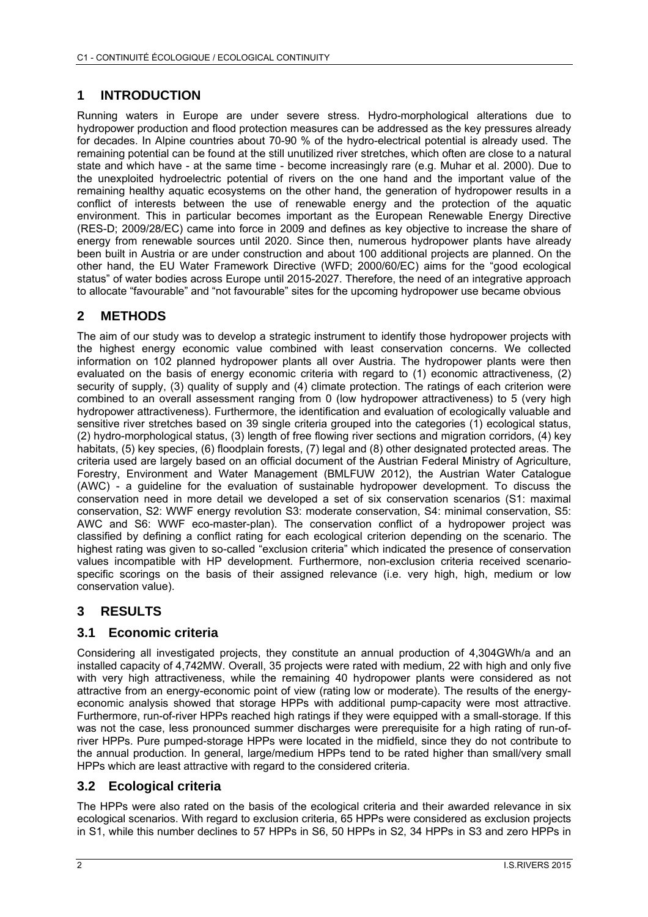# 1 INTRODUCTION

Running waters in Europe are under severe stress. Hydro-morphological alterations due to hydropower production and flood protection measures can be addressed as the key pressures already for decades. In Alpine countries about 70-90 % of the hydro-electrical potential is already used. The remaining potential can be found at the still unutilized river stretches, which often are close to a natural state and which have - at the same time - become increasingly rare (e.g. Muhar et al. 2000). Due to the unexploited hydroelectric potential of rivers on the one hand and the important value of the remaining healthy aquatic ecosystems on the other hand, the generation of hydropower results in a conflict of interests between the use of renewable energy and the protection of the aquatic environment. This in particular becomes important as the European Renewable Energy Directive (RES-D; 2009/28/EC) came into force in 2009 and defines as key objective to increase the share of energy from renewable sources until 2020. Since then, numerous hydropower plants have already been built in Austria or are under construction and about 100 additional projects are planned. On the other hand, the EU Water Framework Directive (WFD; 2000/60/EC) aims for the "good ecological status" of water bodies across Europe until 2015-2027. Therefore, the need of an integrative approach to allocate "favourable" and "not favourable" sites for the upcoming hydropower use became obvious

# 2 METHODS

The aim of our study was to develop a strategic instrument to identify those hydropower projects with the highest energy economic value combined with least conservation concerns. We collected information on 102 planned hydropower plants all over Austria. The hydropower plants were then evaluated on the basis of energy economic criteria with regard to (1) economic attractiveness, (2) security of supply, (3) quality of supply and (4) climate protection. The ratings of each criterion were combined to an overall assessment ranging from 0 (low hydropower attractiveness) to 5 (very high hydropower attractiveness). Furthermore, the identification and evaluation of ecologically valuable and sensitive river stretches based on 39 single criteria grouped into the categories (1) ecological status, (2) hydro-morphological status, (3) length of free flowing river sections and migration corridors, (4) key habitats, (5) key species, (6) floodplain forests, (7) legal and (8) other designated protected areas. The criteria used are largely based on an official document of the Austrian Federal Ministry of Agriculture, Forestry, Environment and Water Management (BMLFUW 2012), the Austrian Water Catalogue (AWC) - a guideline for the evaluation of sustainable hydropower development. To discuss the conservation need in more detail we developed a set of six conservation scenarios (S1: maximal conservation, S2: WWF energy revolution S3: moderate conservation, S4: minimal conservation, S5: AWC and S6: WWF eco-master-plan). The conservation conflict of a hydropower project was classified by defining a conflict rating for each ecological criterion depending on the scenario. The highest rating was given to so-called "exclusion criteria" which indicated the presence of conservation values incompatible with HP development. Furthermore, non-exclusion criteria received scenario-specific scorings on the basis of their assigned relevance (i.e. very high, high, medium or low conservation value).

# 3 RESULTS

## 3.1 Economic criteria

Considering all investigated projects, they constitute an annual production of 4,304GWh/a and an installed capacity of 4,742MW. Overall, 35 projects were rated with medium, 22 with high and only five with very high attractiveness, while the remaining 40 hydropower plants were considered as not attractive from an energy-economic point of view (rating low or moderate). The results of the energy-economic analysis showed that storage HPPs with additional pump-capacity were most attractive. Furthermore, run-of-river HPPs reached high ratings if they were equipped with a small-storage. If this was not the case, less pronounced summer discharges were prerequisite for a high rating of run-of-river HPPs. Pure pumped-storage HPPs were located in the midfield, since they do not contribute to the annual production. In general, large/medium HPPs tend to be rated higher than small/very small HPPs which are least attractive with regard to the considered criteria.

## 3.2 Ecological criteria

The HPPs were also rated on the basis of the ecological criteria and their awarded relevance in six ecological scenarios. With regard to exclusion criteria, 65 HPPs were considered as exclusion projects in S1, while this number declines to 57 HPPs in S6, 50 HPPs in S2, 34 HPPs in S3 and zero HPPs in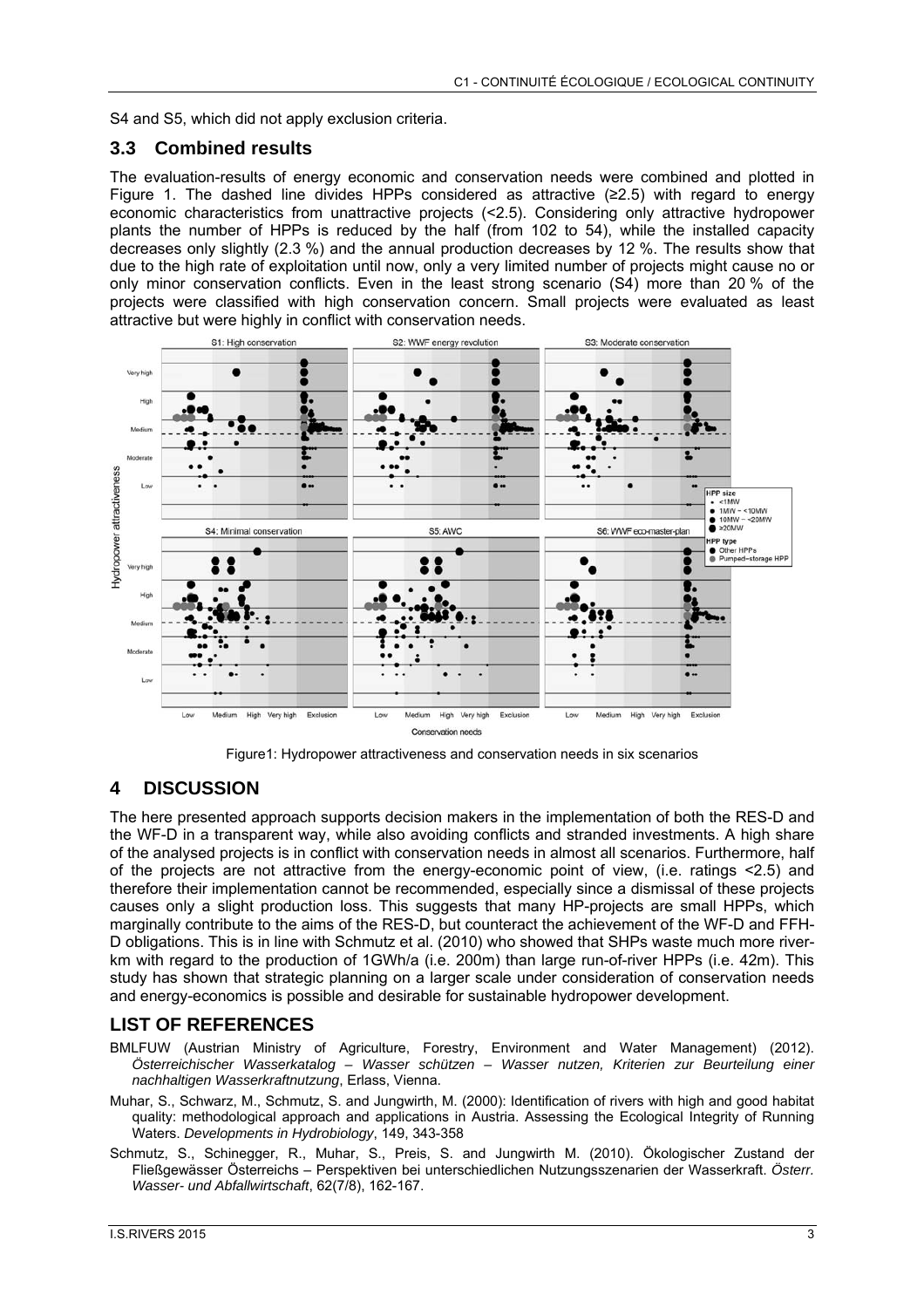S4 and S5, which did not apply exclusion criteria.

## 3.3 Combined results

The evaluation-results of energy economic and conservation needs were combined and plotted in Figure 1. The dashed line divides HPPs considered as attractive (≥2.5) with regard to energy economic characteristics from unattractive projects (<2.5). Considering only attractive hydropower plants the number of HPPs is reduced by the half (from 102 to 54), while the installed capacity decreases only slightly (2.3 %) and the annual production decreases by 12 %. The results show that due to the high rate of exploitation until now, only a very limited number of projects might cause no or only minor conservation conflicts. Even in the least strong scenario (S4) more than 20 % of the projects were classified with high conservation concern. Small projects were evaluated as least attractive but were highly in conflict with conservation needs.

S1: High conservation
S2: WWF energy revolution
S3: Moderate conservation
S4: Minimal conservation
S5: AWC
S6: WWF eco-master-plan

Hydropower attractiveness
Very high
High
Medium
Moderate
Low

Conservation needs
Low
Medium
High
Very high
Exclusion

HPP size
<1MW
1MW – <10MW
10MW – <20MW
≥20MW

HPP type
Other HPPs
Pumped-storage HPP

Figure1: Hydropower attractiveness and conservation needs in six scenarios

# 4 DISCUSSION

The here presented approach supports decision makers in the implementation of both the RES-D and the WF-D in a transparent way, while also avoiding conflicts and stranded investments. A high share of the analysed projects is in conflict with conservation needs in almost all scenarios. Furthermore, half of the projects are not attractive from the energy-economic point of view, (i.e. ratings <2.5) and therefore their implementation cannot be recommended, especially since a dismissal of these projects causes only a slight production loss. This suggests that many HP-projects are small HPPs, which marginally contribute to the aims of the RES-D, but counteract the achievement of the WF-D and FFH-D obligations. This is in line with Schmutz et al. (2010) who showed that SHPs waste much more river-km with regard to the production of 1GWh/a (i.e. 200m) than large run-of-river HPPs (i.e. 42m). This study has shown that strategic planning on a larger scale under consideration of conservation needs and energy-economics is possible and desirable for sustainable hydropower development.

## LIST OF REFERENCES

BMLFUW (Austrian Ministry of Agriculture, Forestry, Environment and Water Management) (2012). *Österreichischer Wasserkatalog – Wasser schützen – Wasser nutzen, Kriterien zur Beurteilung einer nachhaltigen Wasserkraftnutzung*, Erlass, Vienna.

Muhar, S., Schwarz, M., Schmutz, S. and Jungwirth, M. (2000): Identification of rivers with high and good habitat quality: methodological approach and applications in Austria. Assessing the Ecological Integrity of Running Waters. *Developments in Hydrobiology*, 149, 343-358

Schmutz, S., Schinegger, R., Muhar, S., Preis, S. and Jungwirth M. (2010). Ökologischer Zustand der Fließgewässer Österreichs – Perspektiven bei unterschiedlichen Nutzungsszenarien der Wasserkraft. *Österr. Wasser- und Abfallwirtschaft*, 62(7/8), 162-167.